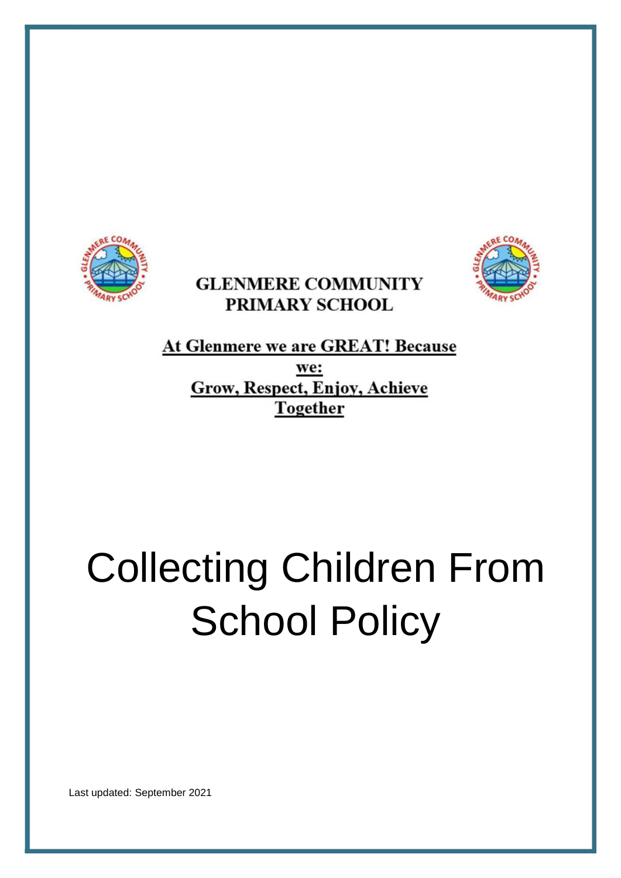**GLENMERE COMMUNITY PRIMARY SCHOOL**

**At Glenmere we are GREAT! Because we:**
**Grow, Respect, Enjoy, Achieve Together**

# Collecting Children From School Policy

Last updated: September 2021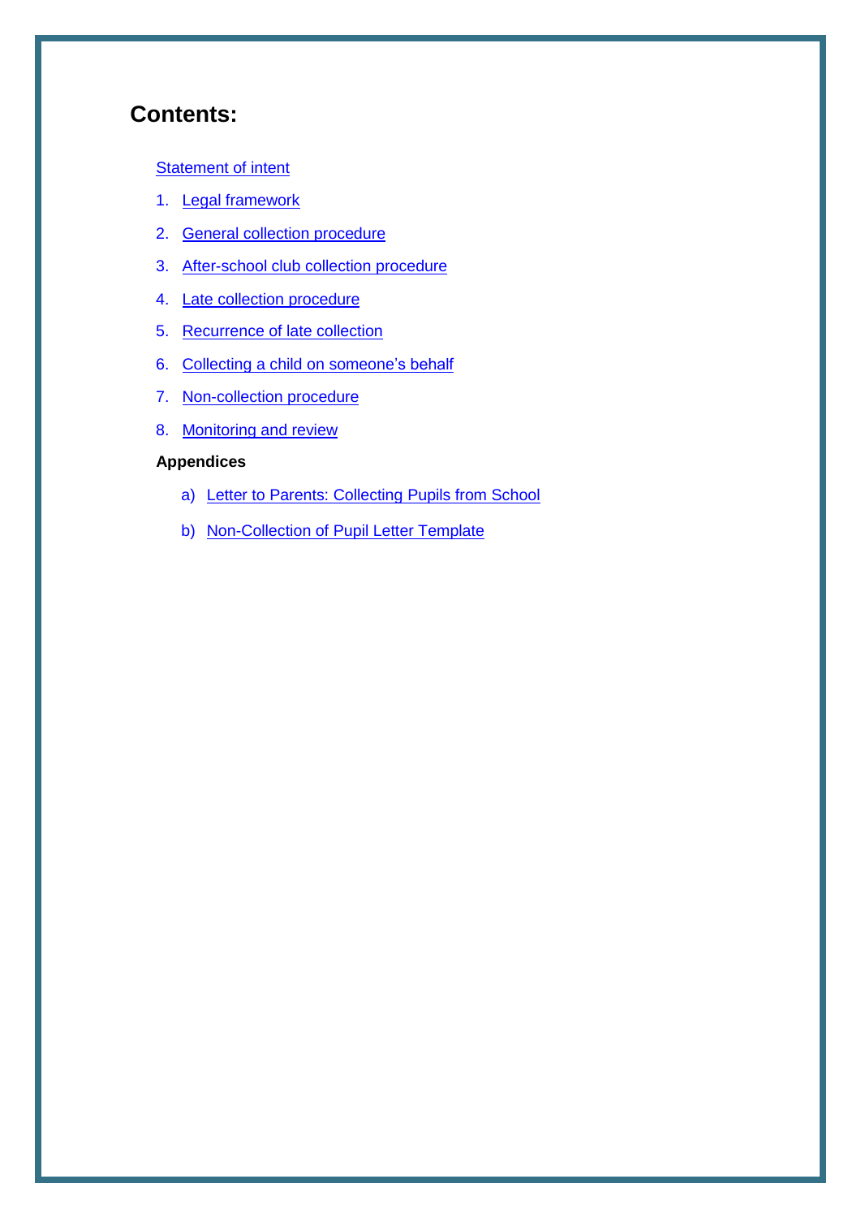## Contents:

Statement of intent

1. Legal framework
2. General collection procedure
3. After-school club collection procedure
4. Late collection procedure
5. Recurrence of late collection
6. Collecting a child on someone's behalf
7. Non-collection procedure
8. Monitoring and review

**Appendices**

a) Letter to Parents: Collecting Pupils from School

b) Non-Collection of Pupil Letter Template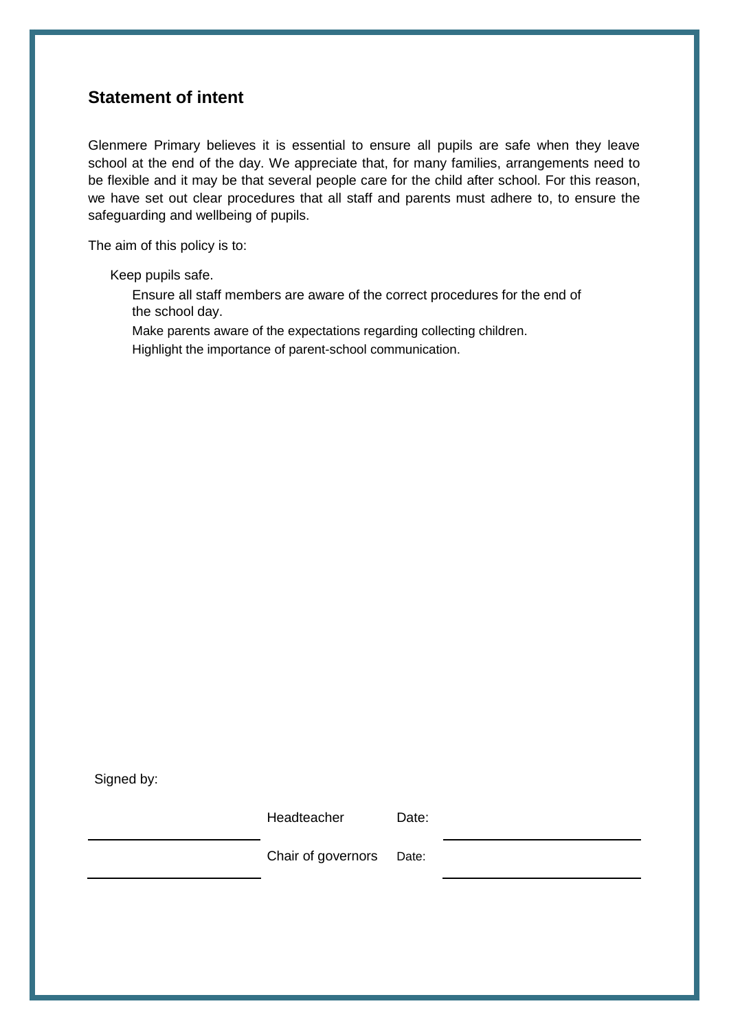## Statement of intent

Glenmere Primary believes it is essential to ensure all pupils are safe when they leave school at the end of the day. We appreciate that, for many families, arrangements need to be flexible and it may be that several people care for the child after school. For this reason, we have set out clear procedures that all staff and parents must adhere to, to ensure the safeguarding and wellbeing of pupils.

The aim of this policy is to:

- Keep pupils safe.
- Ensure all staff members are aware of the correct procedures for the end of the school day.
- Make parents aware of the expectations regarding collecting children.
- Highlight the importance of parent-school communication.

Signed by:

| | | | |
|---|---|---|---|
| ______________________ | Headteacher | Date: | ______________________ |
| ______________________ | Chair of governors | Date: | ______________________ |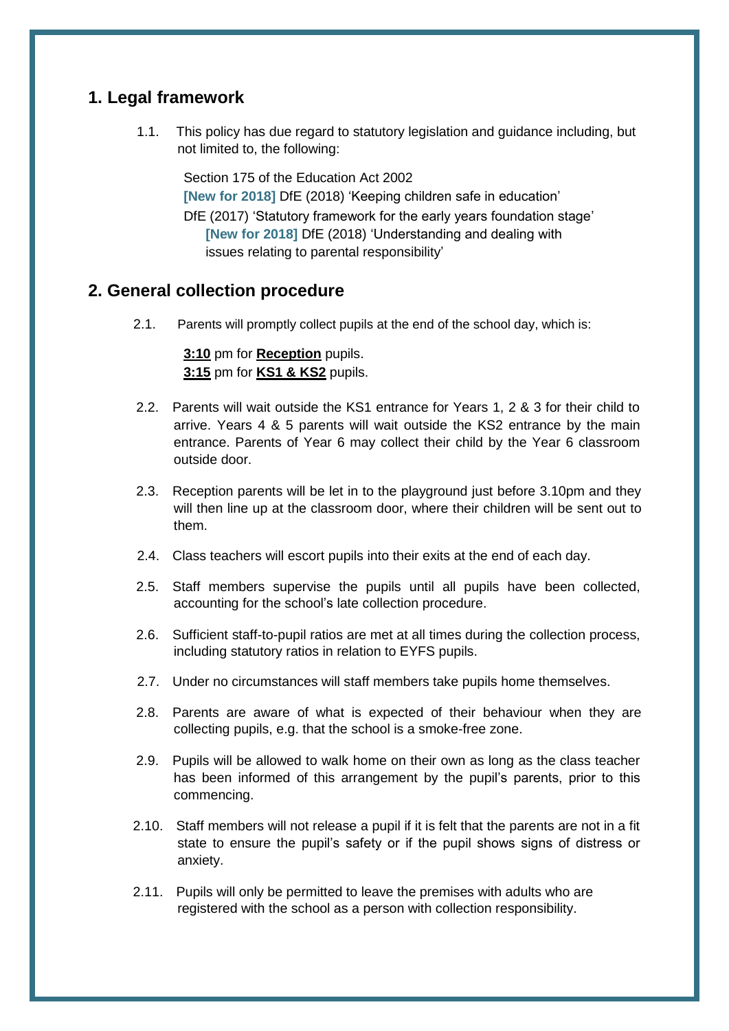## 1. Legal framework

1.1. This policy has due regard to statutory legislation and guidance including, but not limited to, the following:

- Section 175 of the Education Act 2002
- **[New for 2018]** DfE (2018) 'Keeping children safe in education'
- DfE (2017) 'Statutory framework for the early years foundation stage'
- **[New for 2018]** DfE (2018) 'Understanding and dealing with issues relating to parental responsibility'

## 2. General collection procedure

2.1. Parents will promptly collect pupils at the end of the school day, which is:

**3:10** pm for **Reception** pupils.
**3:15** pm for **KS1 & KS2** pupils.

2.2. Parents will wait outside the KS1 entrance for Years 1, 2 & 3 for their child to arrive. Years 4 & 5 parents will wait outside the KS2 entrance by the main entrance. Parents of Year 6 may collect their child by the Year 6 classroom outside door.

2.3. Reception parents will be let in to the playground just before 3.10pm and they will then line up at the classroom door, where their children will be sent out to them.

2.4. Class teachers will escort pupils into their exits at the end of each day.

2.5. Staff members supervise the pupils until all pupils have been collected, accounting for the school's late collection procedure.

2.6. Sufficient staff-to-pupil ratios are met at all times during the collection process, including statutory ratios in relation to EYFS pupils.

2.7. Under no circumstances will staff members take pupils home themselves.

2.8. Parents are aware of what is expected of their behaviour when they are collecting pupils, e.g. that the school is a smoke-free zone.

2.9. Pupils will be allowed to walk home on their own as long as the class teacher has been informed of this arrangement by the pupil's parents, prior to this commencing.

2.10. Staff members will not release a pupil if it is felt that the parents are not in a fit state to ensure the pupil's safety or if the pupil shows signs of distress or anxiety.

2.11. Pupils will only be permitted to leave the premises with adults who are registered with the school as a person with collection responsibility.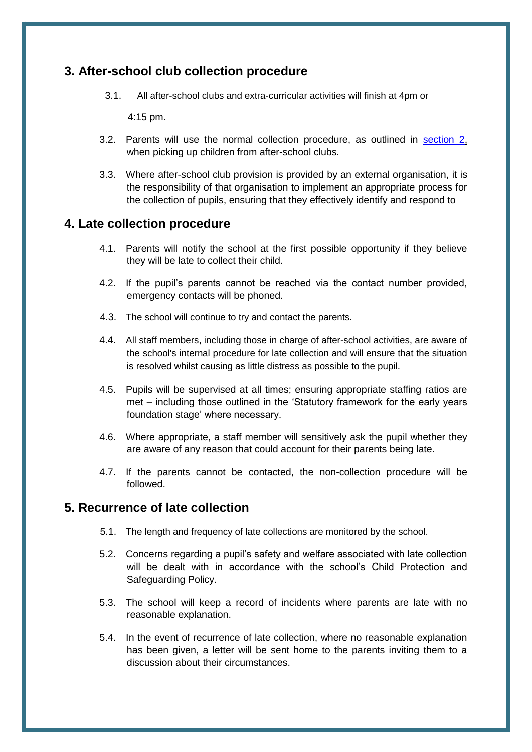## 3. After-school club collection procedure

3.1. All after-school clubs and extra-curricular activities will finish at 4pm or 4:15 pm.

3.2. Parents will use the normal collection procedure, as outlined in [section 2](#), when picking up children from after-school clubs.

3.3. Where after-school club provision is provided by an external organisation, it is the responsibility of that organisation to implement an appropriate process for the collection of pupils, ensuring that they effectively identify and respond to

## 4. Late collection procedure

4.1. Parents will notify the school at the first possible opportunity if they believe they will be late to collect their child.

4.2. If the pupil's parents cannot be reached via the contact number provided, emergency contacts will be phoned.

4.3. The school will continue to try and contact the parents.

4.4. All staff members, including those in charge of after-school activities, are aware of the school's internal procedure for late collection and will ensure that the situation is resolved whilst causing as little distress as possible to the pupil.

4.5. Pupils will be supervised at all times; ensuring appropriate staffing ratios are met – including those outlined in the 'Statutory framework for the early years foundation stage' where necessary.

4.6. Where appropriate, a staff member will sensitively ask the pupil whether they are aware of any reason that could account for their parents being late.

4.7. If the parents cannot be contacted, the non-collection procedure will be followed.

## 5. Recurrence of late collection

5.1. The length and frequency of late collections are monitored by the school.

5.2. Concerns regarding a pupil's safety and welfare associated with late collection will be dealt with in accordance with the school's Child Protection and Safeguarding Policy.

5.3. The school will keep a record of incidents where parents are late with no reasonable explanation.

5.4. In the event of recurrence of late collection, where no reasonable explanation has been given, a letter will be sent home to the parents inviting them to a discussion about their circumstances.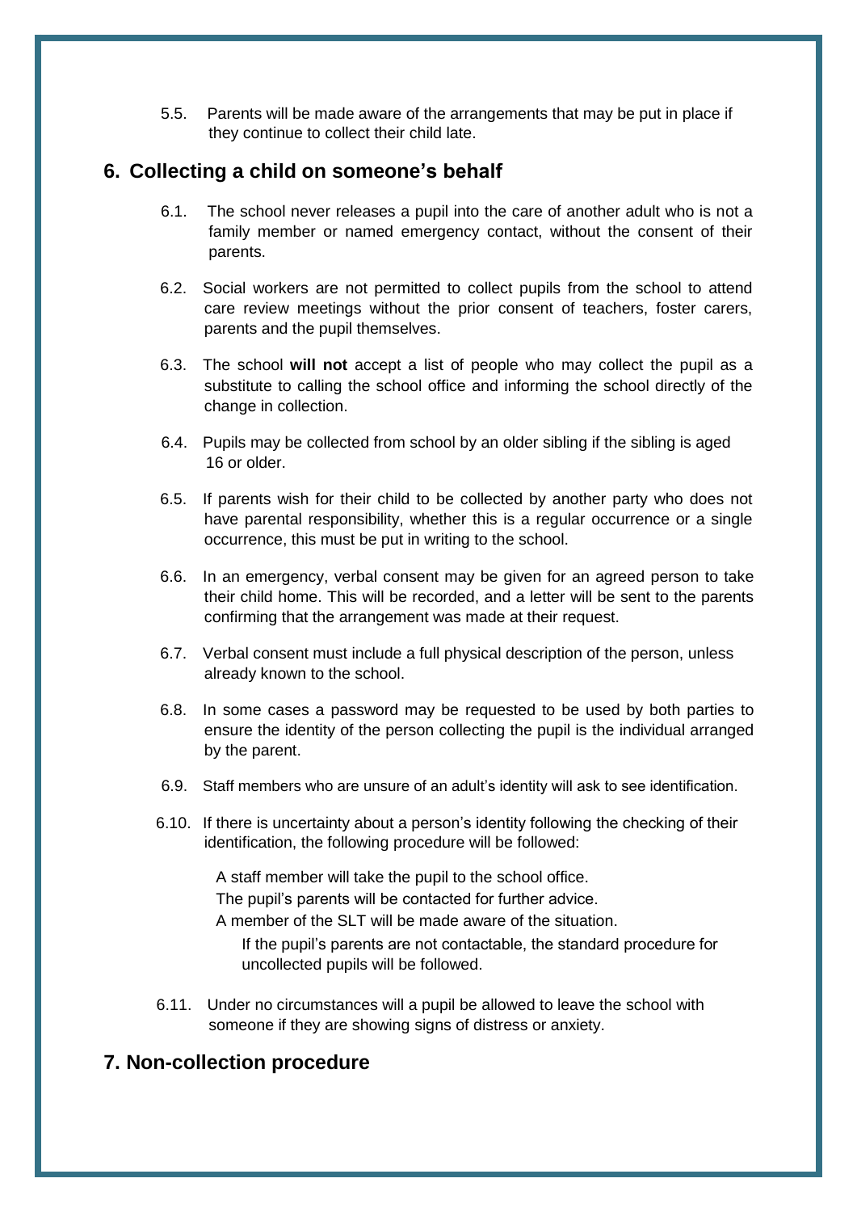5.5. Parents will be made aware of the arrangements that may be put in place if they continue to collect their child late.

## 6. Collecting a child on someone's behalf

6.1. The school never releases a pupil into the care of another adult who is not a family member or named emergency contact, without the consent of their parents.

6.2. Social workers are not permitted to collect pupils from the school to attend care review meetings without the prior consent of teachers, foster carers, parents and the pupil themselves.

6.3. The school **will not** accept a list of people who may collect the pupil as a substitute to calling the school office and informing the school directly of the change in collection.

6.4. Pupils may be collected from school by an older sibling if the sibling is aged 16 or older.

6.5. If parents wish for their child to be collected by another party who does not have parental responsibility, whether this is a regular occurrence or a single occurrence, this must be put in writing to the school.

6.6. In an emergency, verbal consent may be given for an agreed person to take their child home. This will be recorded, and a letter will be sent to the parents confirming that the arrangement was made at their request.

6.7. Verbal consent must include a full physical description of the person, unless already known to the school.

6.8. In some cases a password may be requested to be used by both parties to ensure the identity of the person collecting the pupil is the individual arranged by the parent.

6.9. Staff members who are unsure of an adult's identity will ask to see identification.

6.10. If there is uncertainty about a person's identity following the checking of their identification, the following procedure will be followed:

- A staff member will take the pupil to the school office.
- The pupil's parents will be contacted for further advice.
- A member of the SLT will be made aware of the situation.
- If the pupil's parents are not contactable, the standard procedure for uncollected pupils will be followed.

6.11. Under no circumstances will a pupil be allowed to leave the school with someone if they are showing signs of distress or anxiety.

## 7. Non-collection procedure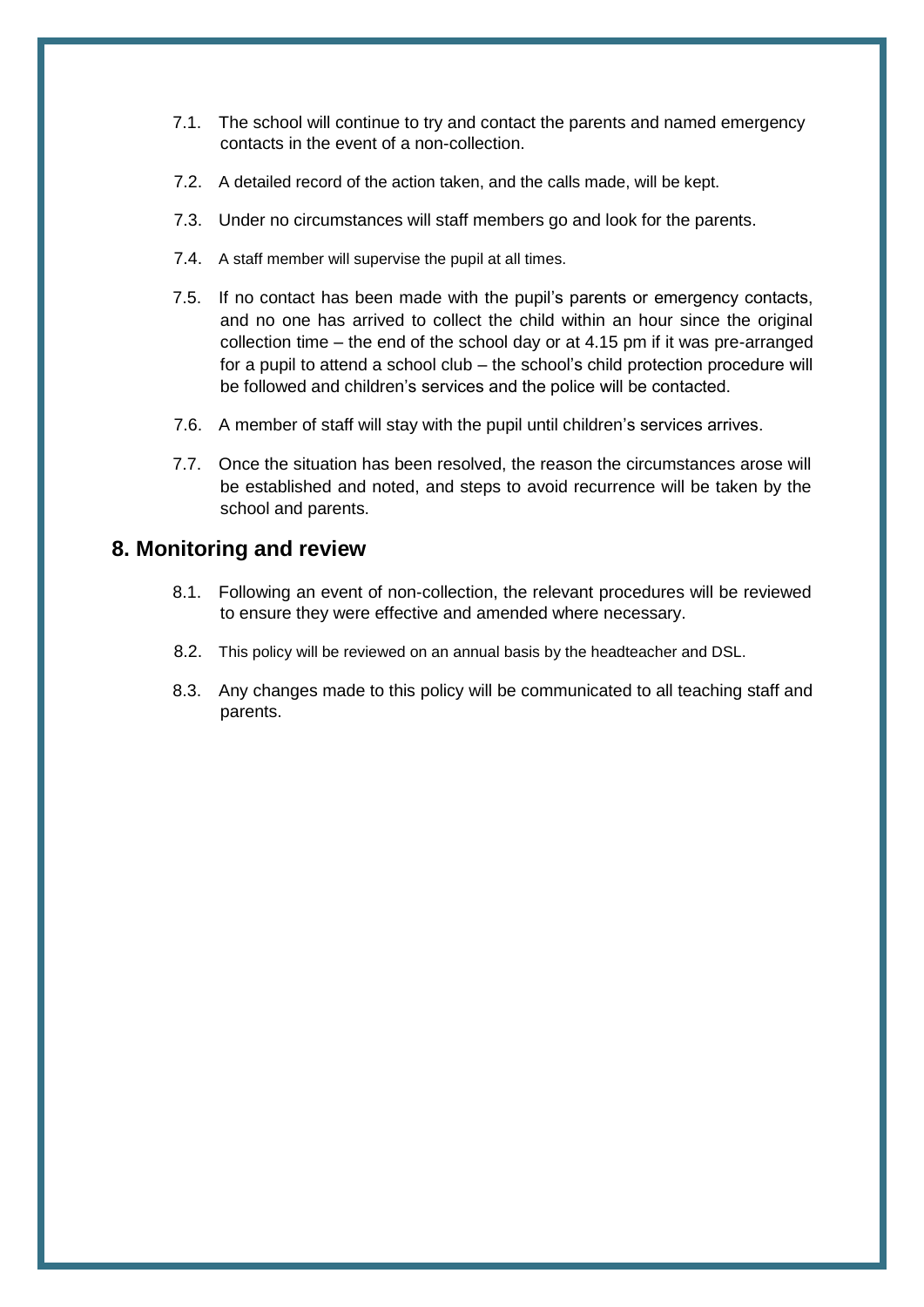7.1. The school will continue to try and contact the parents and named emergency contacts in the event of a non-collection.

7.2. A detailed record of the action taken, and the calls made, will be kept.

7.3. Under no circumstances will staff members go and look for the parents.

7.4. A staff member will supervise the pupil at all times.

7.5. If no contact has been made with the pupil's parents or emergency contacts, and no one has arrived to collect the child within an hour since the original collection time – the end of the school day or at 4.15 pm if it was pre-arranged for a pupil to attend a school club – the school's child protection procedure will be followed and children's services and the police will be contacted.

7.6. A member of staff will stay with the pupil until children's services arrives.

7.7. Once the situation has been resolved, the reason the circumstances arose will be established and noted, and steps to avoid recurrence will be taken by the school and parents.

## 8. Monitoring and review

8.1. Following an event of non-collection, the relevant procedures will be reviewed to ensure they were effective and amended where necessary.

8.2. This policy will be reviewed on an annual basis by the headteacher and DSL.

8.3. Any changes made to this policy will be communicated to all teaching staff and parents.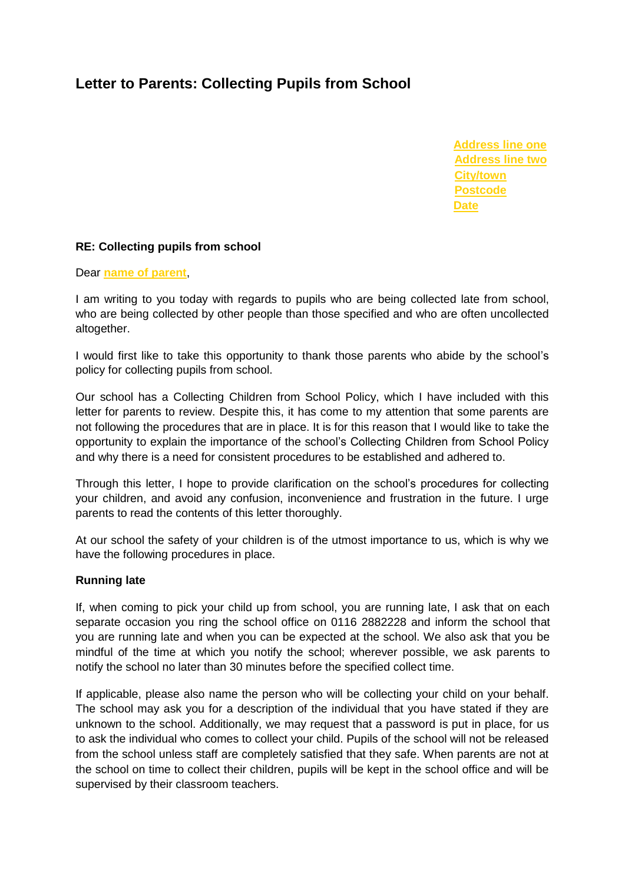# Letter to Parents: Collecting Pupils from School

Address line one
Address line two
City/town
Postcode
Date

**RE: Collecting pupils from school**

Dear name of parent,

I am writing to you today with regards to pupils who are being collected late from school, who are being collected by other people than those specified and who are often uncollected altogether.

I would first like to take this opportunity to thank those parents who abide by the school's policy for collecting pupils from school.

Our school has a Collecting Children from School Policy, which I have included with this letter for parents to review. Despite this, it has come to my attention that some parents are not following the procedures that are in place. It is for this reason that I would like to take the opportunity to explain the importance of the school's Collecting Children from School Policy and why there is a need for consistent procedures to be established and adhered to.

Through this letter, I hope to provide clarification on the school's procedures for collecting your children, and avoid any confusion, inconvenience and frustration in the future. I urge parents to read the contents of this letter thoroughly.

At our school the safety of your children is of the utmost importance to us, which is why we have the following procedures in place.

**Running late**

If, when coming to pick your child up from school, you are running late, I ask that on each separate occasion you ring the school office on 0116 2882228 and inform the school that you are running late and when you can be expected at the school. We also ask that you be mindful of the time at which you notify the school; wherever possible, we ask parents to notify the school no later than 30 minutes before the specified collect time.

If applicable, please also name the person who will be collecting your child on your behalf. The school may ask you for a description of the individual that you have stated if they are unknown to the school. Additionally, we may request that a password is put in place, for us to ask the individual who comes to collect your child. Pupils of the school will not be released from the school unless staff are completely satisfied that they safe. When parents are not at the school on time to collect their children, pupils will be kept in the school office and will be supervised by their classroom teachers.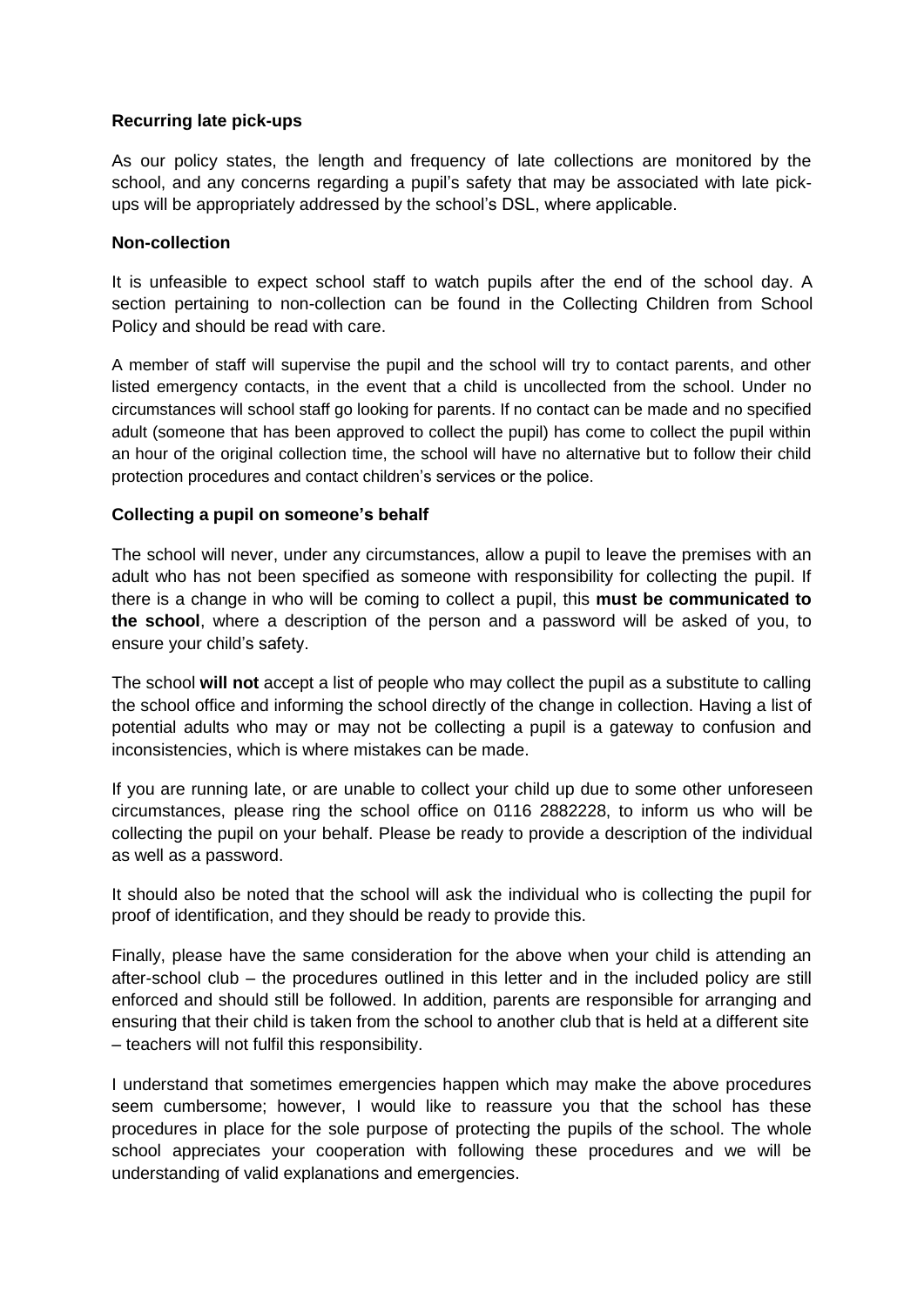**Recurring late pick-ups**

As our policy states, the length and frequency of late collections are monitored by the school, and any concerns regarding a pupil's safety that may be associated with late pick-ups will be appropriately addressed by the school's DSL, where applicable.

**Non-collection**

It is unfeasible to expect school staff to watch pupils after the end of the school day. A section pertaining to non-collection can be found in the Collecting Children from School Policy and should be read with care.

A member of staff will supervise the pupil and the school will try to contact parents, and other listed emergency contacts, in the event that a child is uncollected from the school. Under no circumstances will school staff go looking for parents. If no contact can be made and no specified adult (someone that has been approved to collect the pupil) has come to collect the pupil within an hour of the original collection time, the school will have no alternative but to follow their child protection procedures and contact children's services or the police.

**Collecting a pupil on someone's behalf**

The school will never, under any circumstances, allow a pupil to leave the premises with an adult who has not been specified as someone with responsibility for collecting the pupil. If there is a change in who will be coming to collect a pupil, this **must be communicated to the school**, where a description of the person and a password will be asked of you, to ensure your child's safety.

The school **will not** accept a list of people who may collect the pupil as a substitute to calling the school office and informing the school directly of the change in collection. Having a list of potential adults who may or may not be collecting a pupil is a gateway to confusion and inconsistencies, which is where mistakes can be made.

If you are running late, or are unable to collect your child up due to some other unforeseen circumstances, please ring the school office on 0116 2882228, to inform us who will be collecting the pupil on your behalf. Please be ready to provide a description of the individual as well as a password.

It should also be noted that the school will ask the individual who is collecting the pupil for proof of identification, and they should be ready to provide this.

Finally, please have the same consideration for the above when your child is attending an after-school club – the procedures outlined in this letter and in the included policy are still enforced and should still be followed. In addition, parents are responsible for arranging and ensuring that their child is taken from the school to another club that is held at a different site – teachers will not fulfil this responsibility.

I understand that sometimes emergencies happen which may make the above procedures seem cumbersome; however, I would like to reassure you that the school has these procedures in place for the sole purpose of protecting the pupils of the school. The whole school appreciates your cooperation with following these procedures and we will be understanding of valid explanations and emergencies.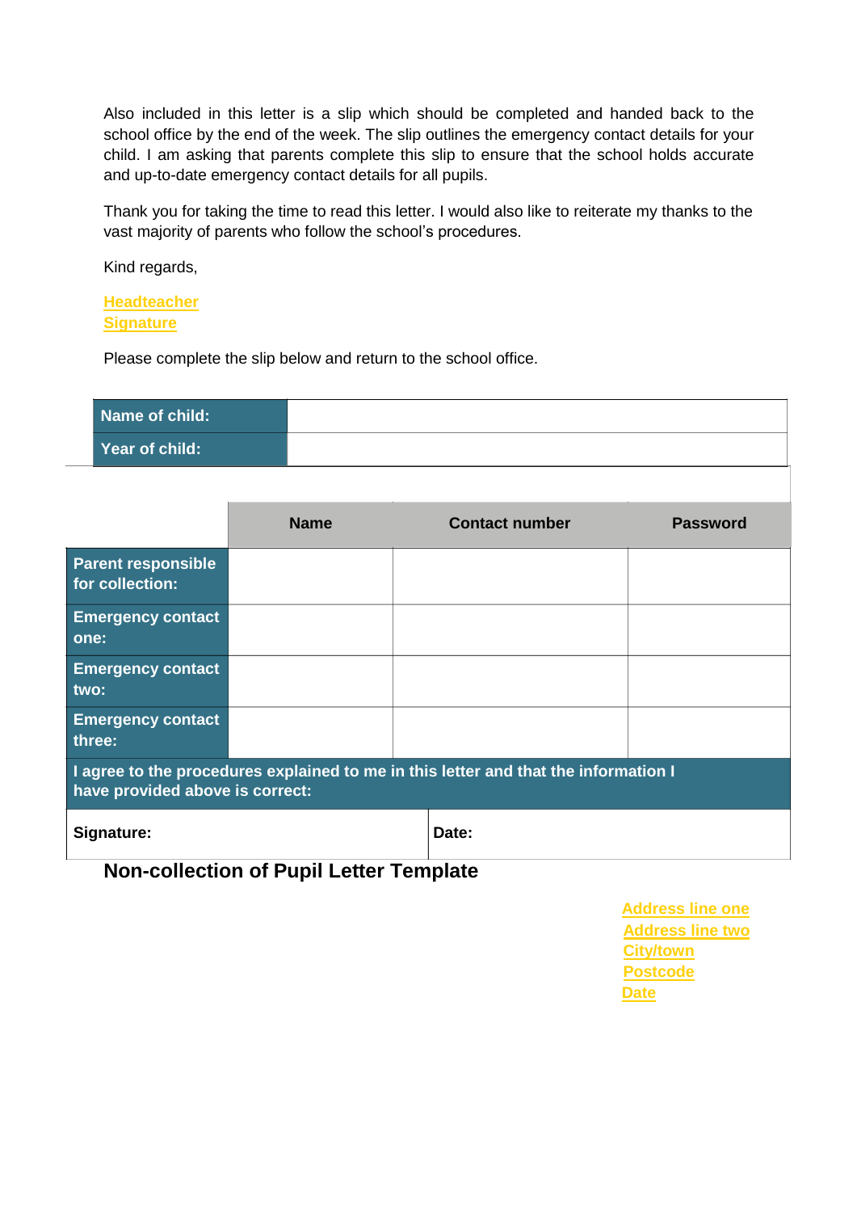Also included in this letter is a slip which should be completed and handed back to the school office by the end of the week. The slip outlines the emergency contact details for your child. I am asking that parents complete this slip to ensure that the school holds accurate and up-to-date emergency contact details for all pupils.

Thank you for taking the time to read this letter. I would also like to reiterate my thanks to the vast majority of parents who follow the school's procedures.

Kind regards,

Headteacher
Signature

Please complete the slip below and return to the school office.

| **Name of child:** | |
|---|---|
| **Year of child:** | |

| | **Name** | **Contact number** | **Password** |
|---|---|---|---|
| **Parent responsible for collection:** | | | |
| **Emergency contact one:** | | | |
| **Emergency contact two:** | | | |
| **Emergency contact three:** | | | |

| **I agree to the procedures explained to me in this letter and that the information I have provided above is correct:** | |
|---|---|
| **Signature:** | **Date:** |

## Non-collection of Pupil Letter Template

Address line one
Address line two
City/town
Postcode
Date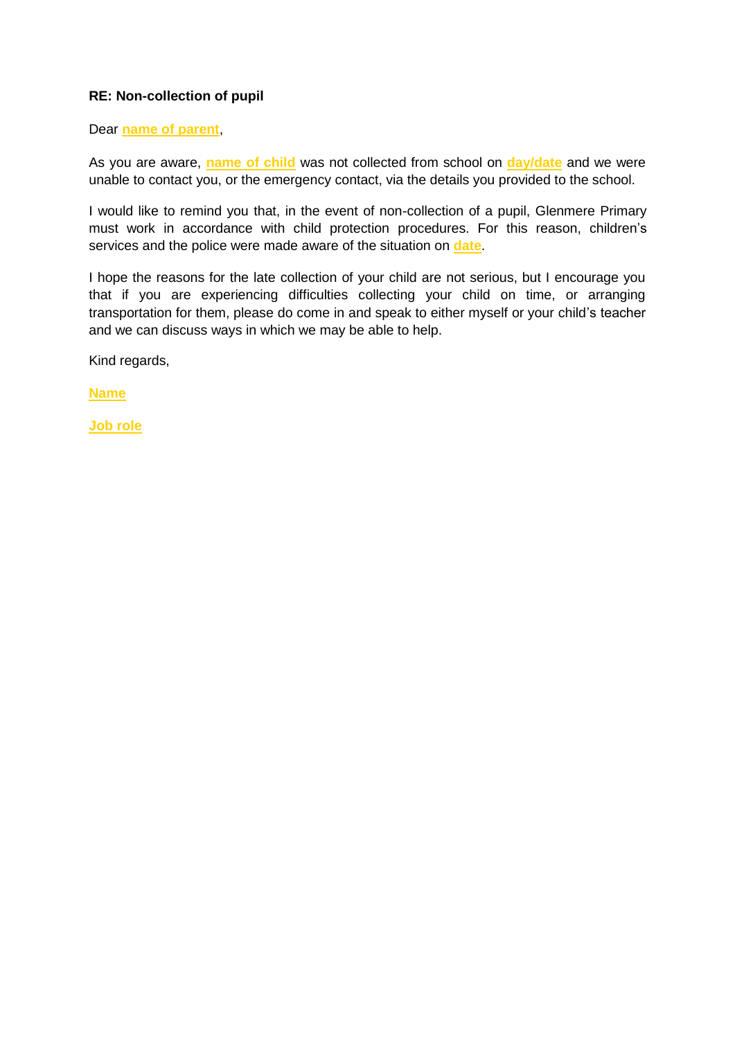**RE: Non-collection of pupil**

Dear **name of parent**,

As you are aware, **name of child** was not collected from school on **day/date** and we were unable to contact you, or the emergency contact, via the details you provided to the school.

I would like to remind you that, in the event of non-collection of a pupil, Glenmere Primary must work in accordance with child protection procedures. For this reason, children's services and the police were made aware of the situation on **date**.

I hope the reasons for the late collection of your child are not serious, but I encourage you that if you are experiencing difficulties collecting your child on time, or arranging transportation for them, please do come in and speak to either myself or your child's teacher and we can discuss ways in which we may be able to help.

Kind regards,

**Name**

**Job role**